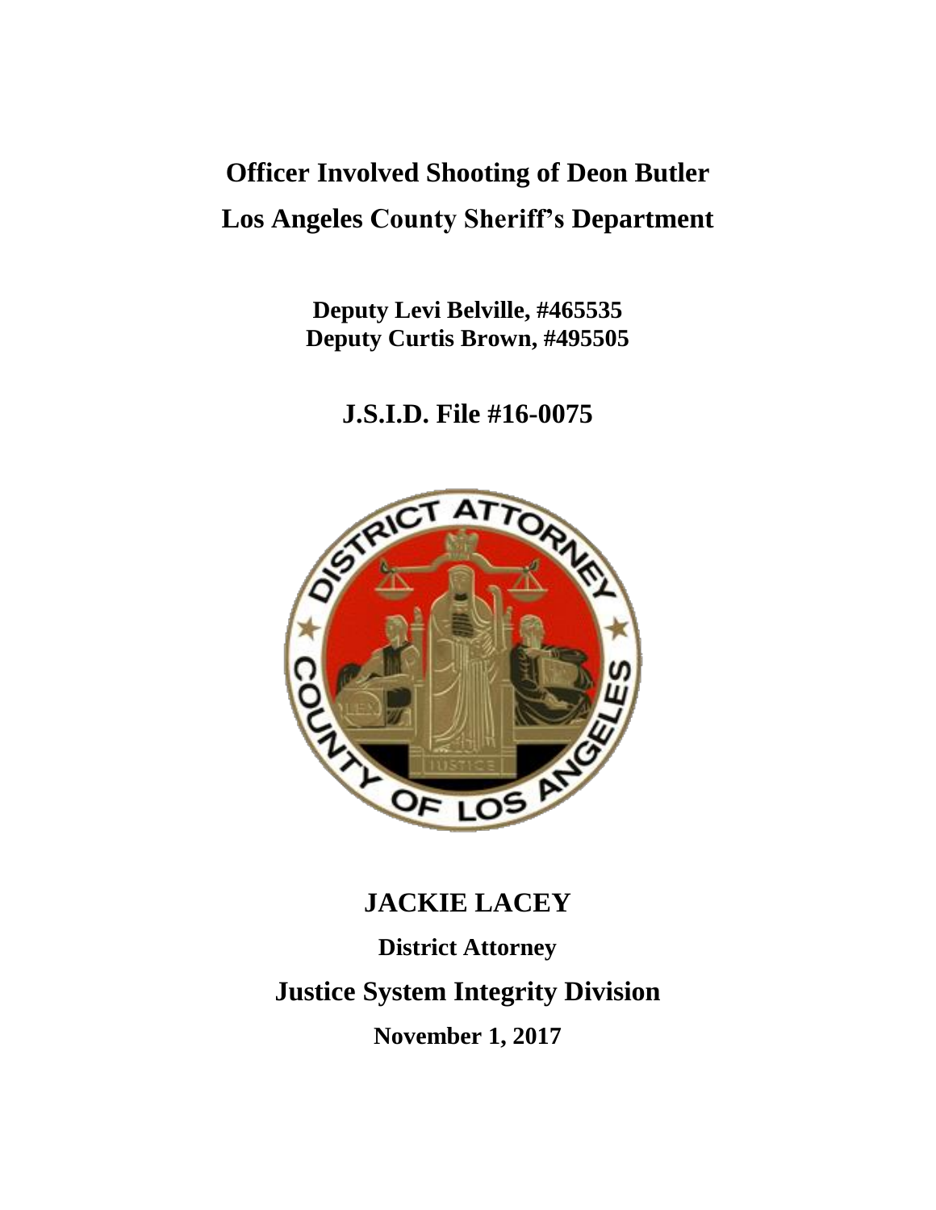# Officer Involved Shooting of Deon Butler

# Los Angeles County Sheriff's Department

**Deputy Levi Belville, #465535**
**Deputy Curtis Brown, #495505**

## J.S.I.D. File #16-0075

## JACKIE LACEY

**District Attorney**

## Justice System Integrity Division

**November 1, 2017**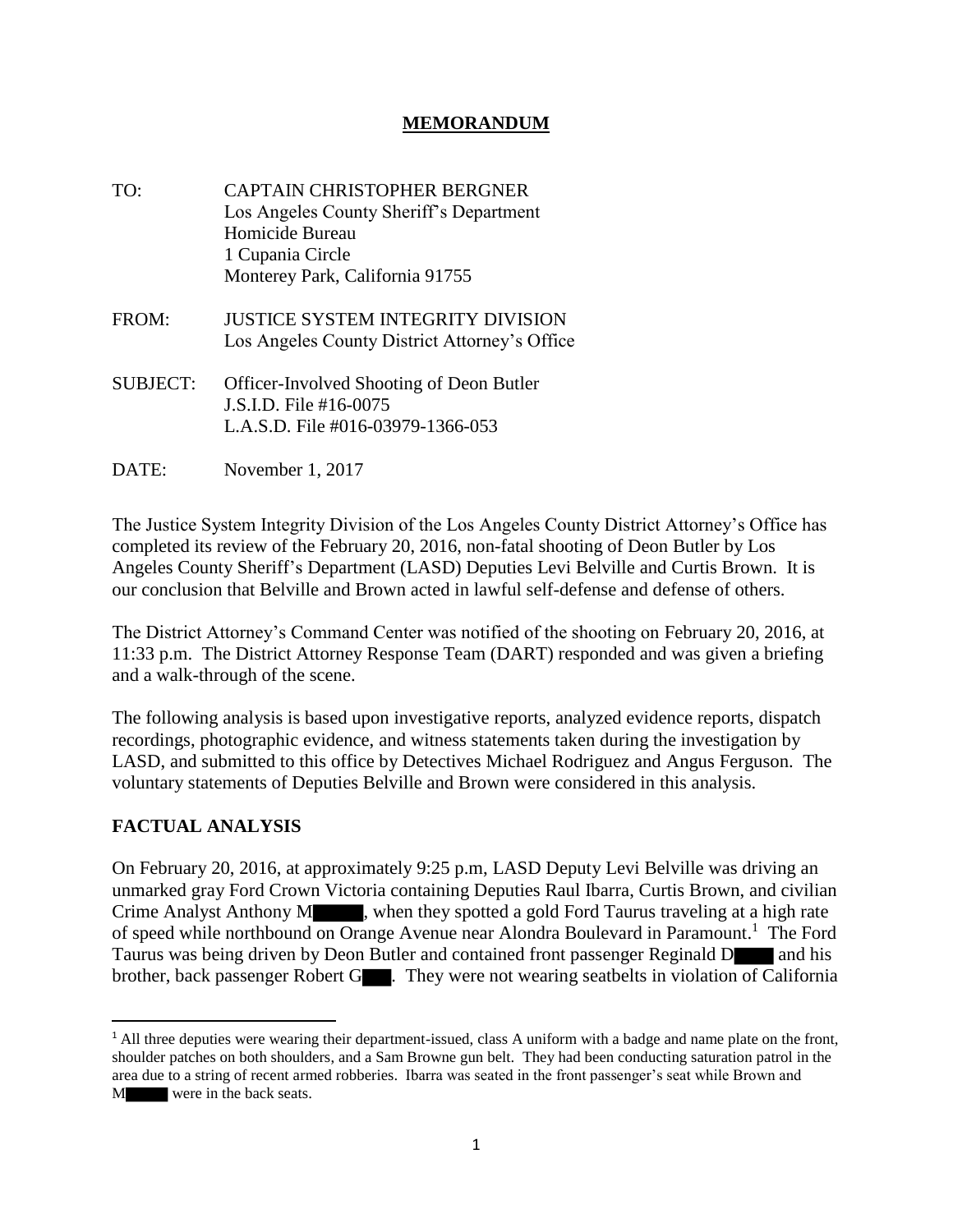**MEMORANDUM**

TO: CAPTAIN CHRISTOPHER BERGNER
Los Angeles County Sheriff's Department
Homicide Bureau
1 Cupania Circle
Monterey Park, California 91755

FROM: JUSTICE SYSTEM INTEGRITY DIVISION
Los Angeles County District Attorney's Office

SUBJECT: Officer-Involved Shooting of Deon Butler
J.S.I.D. File #16-0075
L.A.S.D. File #016-03979-1366-053

DATE: November 1, 2017

The Justice System Integrity Division of the Los Angeles County District Attorney's Office has completed its review of the February 20, 2016, non-fatal shooting of Deon Butler by Los Angeles County Sheriff's Department (LASD) Deputies Levi Belville and Curtis Brown. It is our conclusion that Belville and Brown acted in lawful self-defense and defense of others.

The District Attorney's Command Center was notified of the shooting on February 20, 2016, at 11:33 p.m. The District Attorney Response Team (DART) responded and was given a briefing and a walk-through of the scene.

The following analysis is based upon investigative reports, analyzed evidence reports, dispatch recordings, photographic evidence, and witness statements taken during the investigation by LASD, and submitted to this office by Detectives Michael Rodriguez and Angus Ferguson. The voluntary statements of Deputies Belville and Brown were considered in this analysis.

## FACTUAL ANALYSIS

On February 20, 2016, at approximately 9:25 p.m, LASD Deputy Levi Belville was driving an unmarked gray Ford Crown Victoria containing Deputies Raul Ibarra, Curtis Brown, and civilian Crime Analyst Anthony M█████, when they spotted a gold Ford Taurus traveling at a high rate of speed while northbound on Orange Avenue near Alondra Boulevard in Paramount.[1] The Ford Taurus was being driven by Deon Butler and contained front passenger Reginald D████ and his brother, back passenger Robert G███. They were not wearing seatbelts in violation of California

[1] All three deputies were wearing their department-issued, class A uniform with a badge and name plate on the front, shoulder patches on both shoulders, and a Sam Browne gun belt. They had been conducting saturation patrol in the area due to a string of recent armed robberies. Ibarra was seated in the front passenger's seat while Brown and M█████ were in the back seats.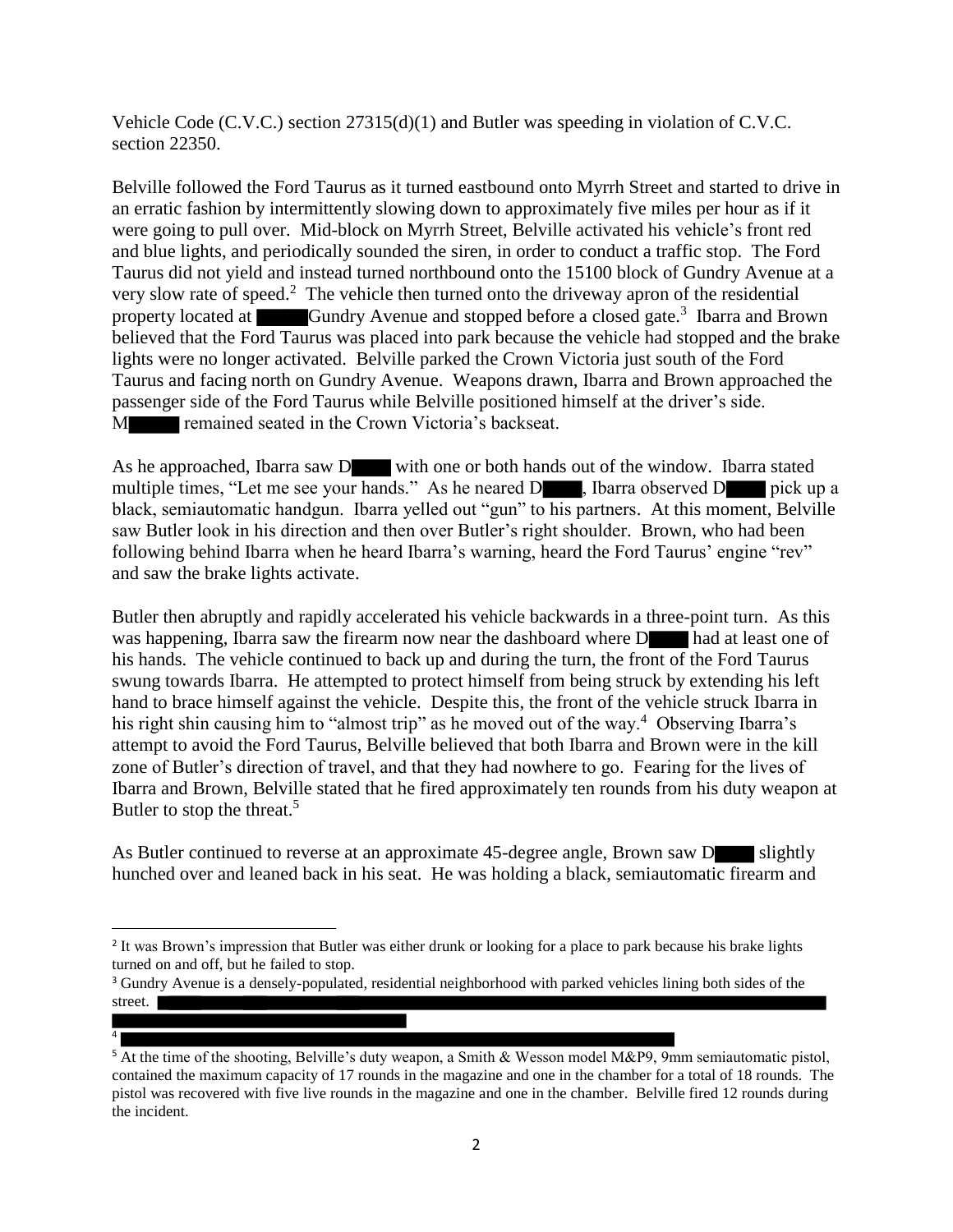Vehicle Code (C.V.C.) section 27315(d)(1) and Butler was speeding in violation of C.V.C. section 22350.

Belville followed the Ford Taurus as it turned eastbound onto Myrrh Street and started to drive in an erratic fashion by intermittently slowing down to approximately five miles per hour as if it were going to pull over. Mid-block on Myrrh Street, Belville activated his vehicle's front red and blue lights, and periodically sounded the siren, in order to conduct a traffic stop. The Ford Taurus did not yield and instead turned northbound onto the 15100 block of Gundry Avenue at a very slow rate of speed.[2] The vehicle then turned onto the driveway apron of the residential property located at ████ Gundry Avenue and stopped before a closed gate.[3] Ibarra and Brown believed that the Ford Taurus was placed into park because the vehicle had stopped and the brake lights were no longer activated. Belville parked the Crown Victoria just south of the Ford Taurus and facing north on Gundry Avenue. Weapons drawn, Ibarra and Brown approached the passenger side of the Ford Taurus while Belville positioned himself at the driver's side. M████ remained seated in the Crown Victoria's backseat.

As he approached, Ibarra saw D████ with one or both hands out of the window. Ibarra stated multiple times, "Let me see your hands." As he neared D████, Ibarra observed D████ pick up a black, semiautomatic handgun. Ibarra yelled out "gun" to his partners. At this moment, Belville saw Butler look in his direction and then over Butler's right shoulder. Brown, who had been following behind Ibarra when he heard Ibarra's warning, heard the Ford Taurus' engine "rev" and saw the brake lights activate.

Butler then abruptly and rapidly accelerated his vehicle backwards in a three-point turn. As this was happening, Ibarra saw the firearm now near the dashboard where D████ had at least one of his hands. The vehicle continued to back up and during the turn, the front of the Ford Taurus swung towards Ibarra. He attempted to protect himself from being struck by extending his left hand to brace himself against the vehicle. Despite this, the front of the vehicle struck Ibarra in his right shin causing him to "almost trip" as he moved out of the way.[4] Observing Ibarra's attempt to avoid the Ford Taurus, Belville believed that both Ibarra and Brown were in the kill zone of Butler's direction of travel, and that they had nowhere to go. Fearing for the lives of Ibarra and Brown, Belville stated that he fired approximately ten rounds from his duty weapon at Butler to stop the threat.[5]

As Butler continued to reverse at an approximate 45-degree angle, Brown saw D████ slightly hunched over and leaned back in his seat. He was holding a black, semiautomatic firearm and

---

[2] It was Brown's impression that Butler was either drunk or looking for a place to park because his brake lights turned on and off, but he failed to stop.

[3] Gundry Avenue is a densely-populated, residential neighborhood with parked vehicles lining both sides of the street. ████████████████████████████████████████

[4] ████████████████████████████████████████

[5] At the time of the shooting, Belville's duty weapon, a Smith & Wesson model M&P9, 9mm semiautomatic pistol, contained the maximum capacity of 17 rounds in the magazine and one in the chamber for a total of 18 rounds. The pistol was recovered with five live rounds in the magazine and one in the chamber. Belville fired 12 rounds during the incident.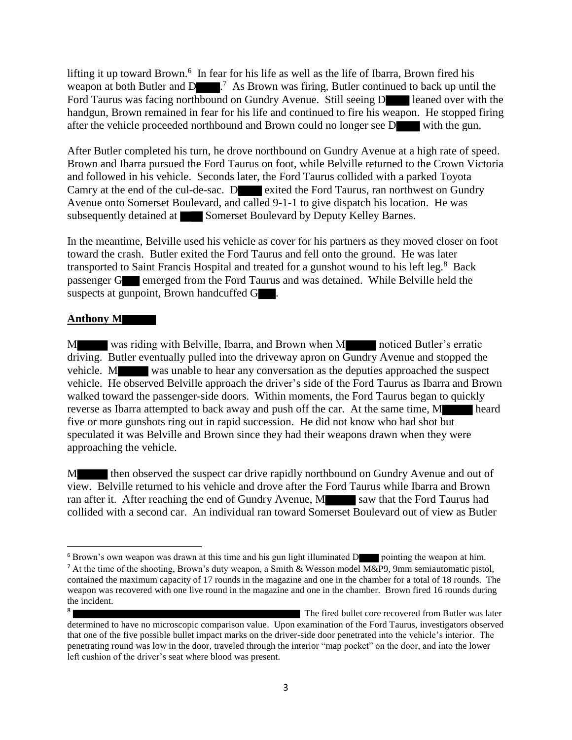lifting it up toward Brown.[6] In fear for his life as well as the life of Ibarra, Brown fired his weapon at both Butler and D█.[7] As Brown was firing, Butler continued to back up until the Ford Taurus was facing northbound on Gundry Avenue. Still seeing D█ leaned over with the handgun, Brown remained in fear for his life and continued to fire his weapon. He stopped firing after the vehicle proceeded northbound and Brown could no longer see D█ with the gun.

After Butler completed his turn, he drove northbound on Gundry Avenue at a high rate of speed. Brown and Ibarra pursued the Ford Taurus on foot, while Belville returned to the Crown Victoria and followed in his vehicle. Seconds later, the Ford Taurus collided with a parked Toyota Camry at the end of the cul-de-sac. D█ exited the Ford Taurus, ran northwest on Gundry Avenue onto Somerset Boulevard, and called 9-1-1 to give dispatch his location. He was subsequently detained at █ Somerset Boulevard by Deputy Kelley Barnes.

In the meantime, Belville used his vehicle as cover for his partners as they moved closer on foot toward the crash. Butler exited the Ford Taurus and fell onto the ground. He was later transported to Saint Francis Hospital and treated for a gunshot wound to his left leg.[8] Back passenger G█ emerged from the Ford Taurus and was detained. While Belville held the suspects at gunpoint, Brown handcuffed G█.

**Anthony M█**

M█ was riding with Belville, Ibarra, and Brown when M█ noticed Butler's erratic driving. Butler eventually pulled into the driveway apron on Gundry Avenue and stopped the vehicle. M█ was unable to hear any conversation as the deputies approached the suspect vehicle. He observed Belville approach the driver's side of the Ford Taurus as Ibarra and Brown walked toward the passenger-side doors. Within moments, the Ford Taurus began to quickly reverse as Ibarra attempted to back away and push off the car. At the same time, M█ heard five or more gunshots ring out in rapid succession. He did not know who had shot but speculated it was Belville and Brown since they had their weapons drawn when they were approaching the vehicle.

M█ then observed the suspect car drive rapidly northbound on Gundry Avenue and out of view. Belville returned to his vehicle and drove after the Ford Taurus while Ibarra and Brown ran after it. After reaching the end of Gundry Avenue, M█ saw that the Ford Taurus had collided with a second car. An individual ran toward Somerset Boulevard out of view as Butler

---

[6] Brown's own weapon was drawn at this time and his gun light illuminated D█ pointing the weapon at him.

[7] At the time of the shooting, Brown's duty weapon, a Smith & Wesson model M&P9, 9mm semiautomatic pistol, contained the maximum capacity of 17 rounds in the magazine and one in the chamber for a total of 18 rounds. The weapon was recovered with one live round in the magazine and one in the chamber. Brown fired 16 rounds during the incident.

[8] █ The fired bullet core recovered from Butler was later determined to have no microscopic comparison value. Upon examination of the Ford Taurus, investigators observed that one of the five possible bullet impact marks on the driver-side door penetrated into the vehicle's interior. The penetrating round was low in the door, traveled through the interior "map pocket" on the door, and into the lower left cushion of the driver's seat where blood was present.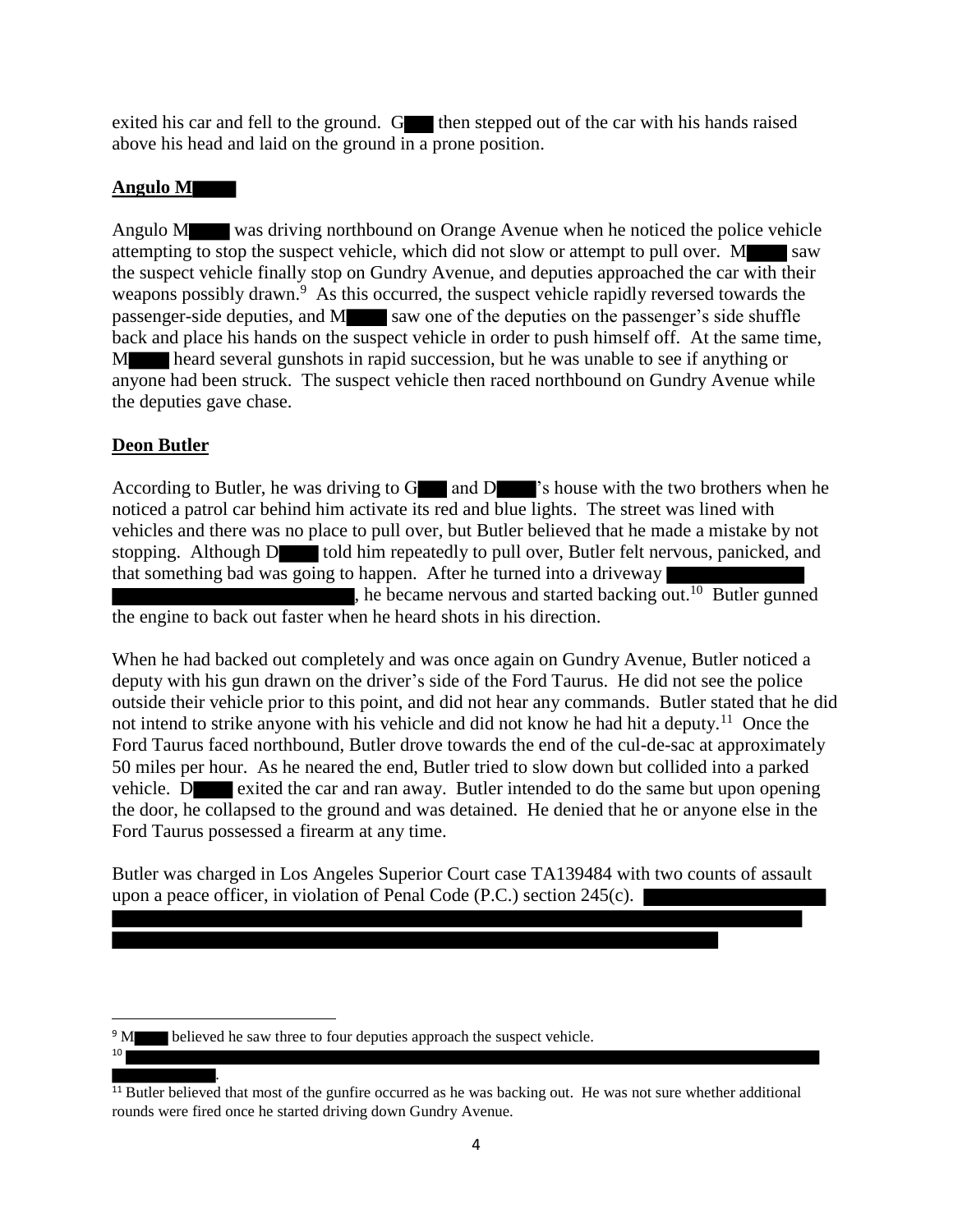exited his car and fell to the ground. G then stepped out of the car with his hands raised above his head and laid on the ground in a prone position.

## Angulo M

Angulo M was driving northbound on Orange Avenue when he noticed the police vehicle attempting to stop the suspect vehicle, which did not slow or attempt to pull over. M saw the suspect vehicle finally stop on Gundry Avenue, and deputies approached the car with their weapons possibly drawn.[9] As this occurred, the suspect vehicle rapidly reversed towards the passenger-side deputies, and M saw one of the deputies on the passenger's side shuffle back and place his hands on the suspect vehicle in order to push himself off. At the same time, M heard several gunshots in rapid succession, but he was unable to see if anything or anyone had been struck. The suspect vehicle then raced northbound on Gundry Avenue while the deputies gave chase.

## Deon Butler

According to Butler, he was driving to G and D's house with the two brothers when he noticed a patrol car behind him activate its red and blue lights. The street was lined with vehicles and there was no place to pull over, but Butler believed that he made a mistake by not stopping. Although D told him repeatedly to pull over, Butler felt nervous, panicked, and that something bad was going to happen. After he turned into a driveway , he became nervous and started backing out.[10] Butler gunned the engine to back out faster when he heard shots in his direction.

When he had backed out completely and was once again on Gundry Avenue, Butler noticed a deputy with his gun drawn on the driver's side of the Ford Taurus. He did not see the police outside their vehicle prior to this point, and did not hear any commands. Butler stated that he did not intend to strike anyone with his vehicle and did not know he had hit a deputy.[11] Once the Ford Taurus faced northbound, Butler drove towards the end of the cul-de-sac at approximately 50 miles per hour. As he neared the end, Butler tried to slow down but collided into a parked vehicle. D exited the car and ran away. Butler intended to do the same but upon opening the door, he collapsed to the ground and was detained. He denied that he or anyone else in the Ford Taurus possessed a firearm at any time.

Butler was charged in Los Angeles Superior Court case TA139484 with two counts of assault upon a peace officer, in violation of Penal Code (P.C.) section 245(c).

---

[9] M believed he saw three to four deputies approach the suspect vehicle.

[10] .

[11] Butler believed that most of the gunfire occurred as he was backing out. He was not sure whether additional rounds were fired once he started driving down Gundry Avenue.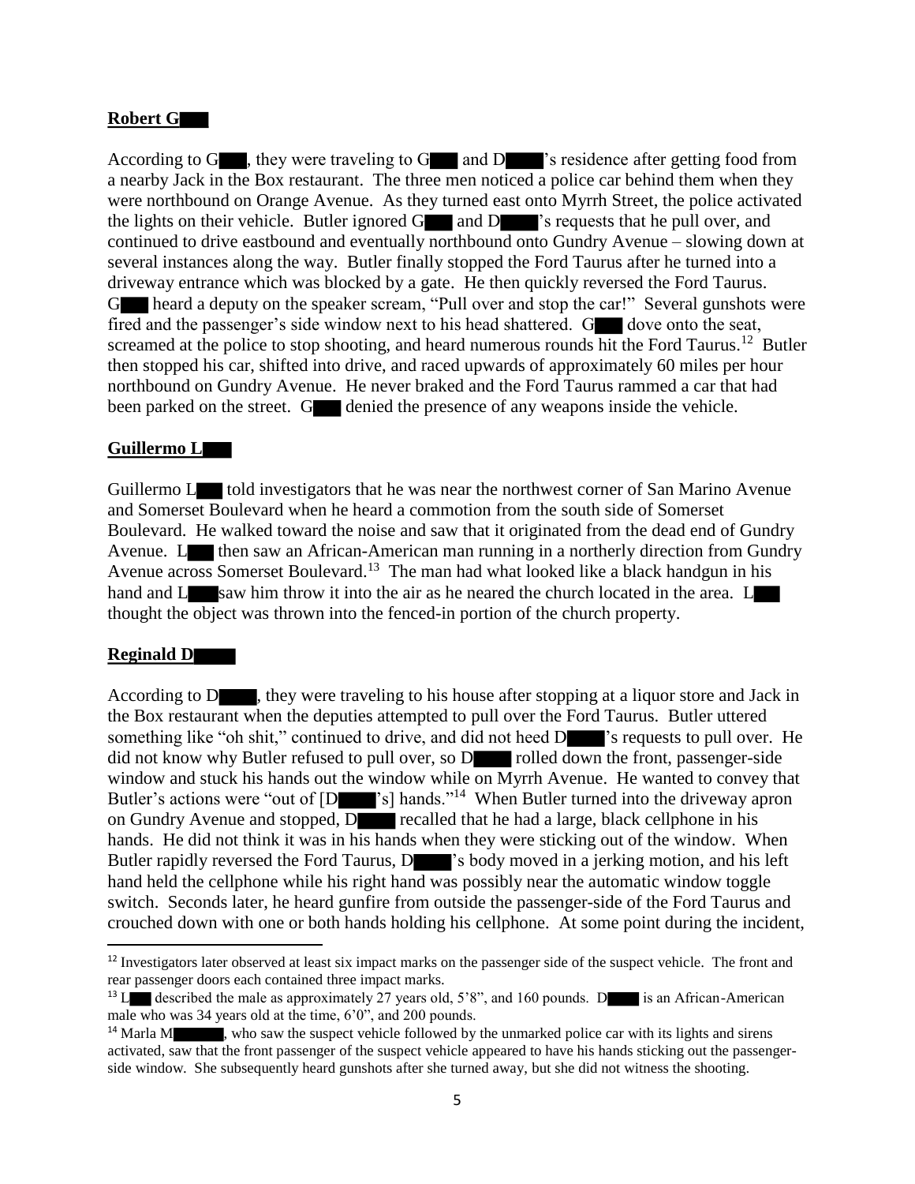**Robert G**

According to G, they were traveling to G and D's residence after getting food from a nearby Jack in the Box restaurant. The three men noticed a police car behind them when they were northbound on Orange Avenue. As they turned east onto Myrrh Street, the police activated the lights on their vehicle. Butler ignored G and D's requests that he pull over, and continued to drive eastbound and eventually northbound onto Gundry Avenue – slowing down at several instances along the way. Butler finally stopped the Ford Taurus after he turned into a driveway entrance which was blocked by a gate. He then quickly reversed the Ford Taurus. G heard a deputy on the speaker scream, "Pull over and stop the car!" Several gunshots were fired and the passenger's side window next to his head shattered. G dove onto the seat, screamed at the police to stop shooting, and heard numerous rounds hit the Ford Taurus.[12] Butler then stopped his car, shifted into drive, and raced upwards of approximately 60 miles per hour northbound on Gundry Avenue. He never braked and the Ford Taurus rammed a car that had been parked on the street. G denied the presence of any weapons inside the vehicle.

**Guillermo L**

Guillermo L told investigators that he was near the northwest corner of San Marino Avenue and Somerset Boulevard when he heard a commotion from the south side of Somerset Boulevard. He walked toward the noise and saw that it originated from the dead end of Gundry Avenue. L then saw an African-American man running in a northerly direction from Gundry Avenue across Somerset Boulevard.[13] The man had what looked like a black handgun in his hand and L saw him throw it into the air as he neared the church located in the area. L thought the object was thrown into the fenced-in portion of the church property.

**Reginald D**

According to D, they were traveling to his house after stopping at a liquor store and Jack in the Box restaurant when the deputies attempted to pull over the Ford Taurus. Butler uttered something like "oh shit," continued to drive, and did not heed D's requests to pull over. He did not know why Butler refused to pull over, so D rolled down the front, passenger-side window and stuck his hands out the window while on Myrrh Avenue. He wanted to convey that Butler's actions were "out of [D's] hands."[14] When Butler turned into the driveway apron on Gundry Avenue and stopped, D recalled that he had a large, black cellphone in his hands. He did not think it was in his hands when they were sticking out of the window. When Butler rapidly reversed the Ford Taurus, D's body moved in a jerking motion, and his left hand held the cellphone while his right hand was possibly near the automatic window toggle switch. Seconds later, he heard gunfire from outside the passenger-side of the Ford Taurus and crouched down with one or both hands holding his cellphone. At some point during the incident,

---

[12] Investigators later observed at least six impact marks on the passenger side of the suspect vehicle. The front and rear passenger doors each contained three impact marks.

[13] L described the male as approximately 27 years old, 5'8", and 160 pounds. D is an African-American male who was 34 years old at the time, 6'0", and 200 pounds.

[14] Marla M, who saw the suspect vehicle followed by the unmarked police car with its lights and sirens activated, saw that the front passenger of the suspect vehicle appeared to have his hands sticking out the passenger-side window. She subsequently heard gunshots after she turned away, but she did not witness the shooting.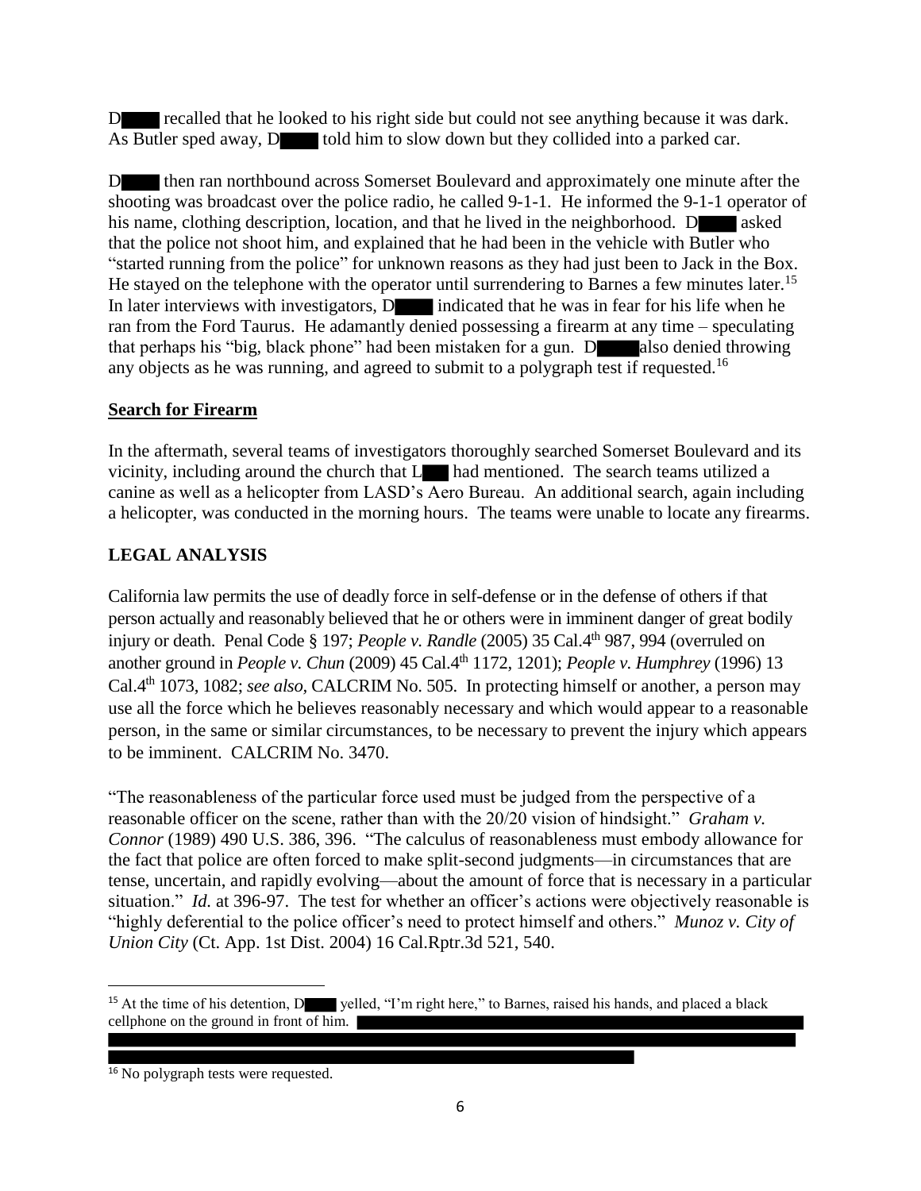D████ recalled that he looked to his right side but could not see anything because it was dark. As Butler sped away, D████ told him to slow down but they collided into a parked car.

D████ then ran northbound across Somerset Boulevard and approximately one minute after the shooting was broadcast over the police radio, he called 9-1-1. He informed the 9-1-1 operator of his name, clothing description, location, and that he lived in the neighborhood. D████ asked that the police not shoot him, and explained that he had been in the vehicle with Butler who "started running from the police" for unknown reasons as they had just been to Jack in the Box. He stayed on the telephone with the operator until surrendering to Barnes a few minutes later.[15] In later interviews with investigators, D████ indicated that he was in fear for his life when he ran from the Ford Taurus. He adamantly denied possessing a firearm at any time – speculating that perhaps his "big, black phone" had been mistaken for a gun. D████ also denied throwing any objects as he was running, and agreed to submit to a polygraph test if requested.[16]

## Search for Firearm

In the aftermath, several teams of investigators thoroughly searched Somerset Boulevard and its vicinity, including around the church that L███ had mentioned. The search teams utilized a canine as well as a helicopter from LASD's Aero Bureau. An additional search, again including a helicopter, was conducted in the morning hours. The teams were unable to locate any firearms.

## LEGAL ANALYSIS

California law permits the use of deadly force in self-defense or in the defense of others if that person actually and reasonably believed that he or others were in imminent danger of great bodily injury or death. Penal Code § 197; *People v. Randle* (2005) 35 Cal.4th 987, 994 (overruled on another ground in *People v. Chun* (2009) 45 Cal.4th 1172, 1201); *People v. Humphrey* (1996) 13 Cal.4th 1073, 1082; *see also,* CALCRIM No. 505. In protecting himself or another, a person may use all the force which he believes reasonably necessary and which would appear to a reasonable person, in the same or similar circumstances, to be necessary to prevent the injury which appears to be imminent. CALCRIM No. 3470.

"The reasonableness of the particular force used must be judged from the perspective of a reasonable officer on the scene, rather than with the 20/20 vision of hindsight." *Graham v. Connor* (1989) 490 U.S. 386, 396. "The calculus of reasonableness must embody allowance for the fact that police are often forced to make split-second judgments—in circumstances that are tense, uncertain, and rapidly evolving—about the amount of force that is necessary in a particular situation." *Id.* at 396-97. The test for whether an officer's actions were objectively reasonable is "highly deferential to the police officer's need to protect himself and others." *Munoz v. City of Union City* (Ct. App. 1st Dist. 2004) 16 Cal.Rptr.3d 521, 540.

---

[15] At the time of his detention, D████ yelled, "I'm right here," to Barnes, raised his hands, and placed a black cellphone on the ground in front of him. ████████████████████████████████████████

[16] No polygraph tests were requested.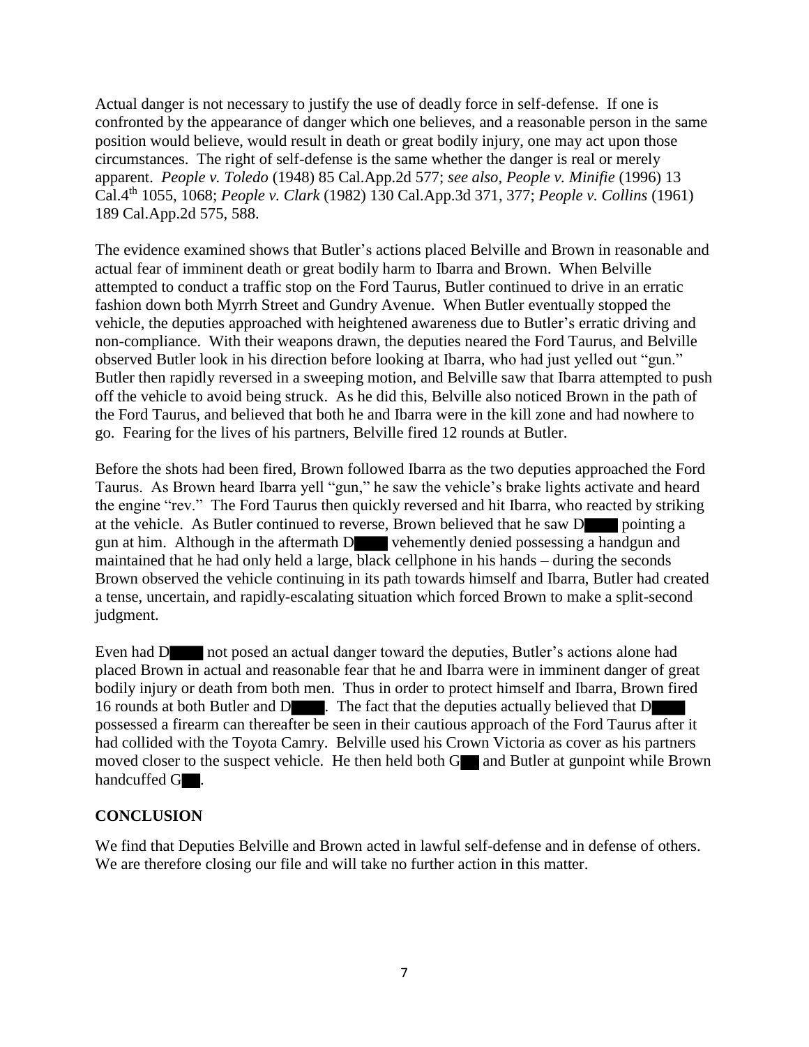Actual danger is not necessary to justify the use of deadly force in self-defense. If one is confronted by the appearance of danger which one believes, and a reasonable person in the same position would believe, would result in death or great bodily injury, one may act upon those circumstances. The right of self-defense is the same whether the danger is real or merely apparent. *People v. Toledo* (1948) 85 Cal.App.2d 577; *see also*, *People v. Minifie* (1996) 13 Cal.4th 1055, 1068; *People v. Clark* (1982) 130 Cal.App.3d 371, 377; *People v. Collins* (1961) 189 Cal.App.2d 575, 588.

The evidence examined shows that Butler's actions placed Belville and Brown in reasonable and actual fear of imminent death or great bodily harm to Ibarra and Brown. When Belville attempted to conduct a traffic stop on the Ford Taurus, Butler continued to drive in an erratic fashion down both Myrrh Street and Gundry Avenue. When Butler eventually stopped the vehicle, the deputies approached with heightened awareness due to Butler's erratic driving and non-compliance. With their weapons drawn, the deputies neared the Ford Taurus, and Belville observed Butler look in his direction before looking at Ibarra, who had just yelled out "gun." Butler then rapidly reversed in a sweeping motion, and Belville saw that Ibarra attempted to push off the vehicle to avoid being struck. As he did this, Belville also noticed Brown in the path of the Ford Taurus, and believed that both he and Ibarra were in the kill zone and had nowhere to go. Fearing for the lives of his partners, Belville fired 12 rounds at Butler.

Before the shots had been fired, Brown followed Ibarra as the two deputies approached the Ford Taurus. As Brown heard Ibarra yell "gun," he saw the vehicle's brake lights activate and heard the engine "rev." The Ford Taurus then quickly reversed and hit Ibarra, who reacted by striking at the vehicle. As Butler continued to reverse, Brown believed that he saw D█ pointing a gun at him. Although in the aftermath D█ vehemently denied possessing a handgun and maintained that he had only held a large, black cellphone in his hands – during the seconds Brown observed the vehicle continuing in its path towards himself and Ibarra, Butler had created a tense, uncertain, and rapidly-escalating situation which forced Brown to make a split-second judgment.

Even had D█ not posed an actual danger toward the deputies, Butler's actions alone had placed Brown in actual and reasonable fear that he and Ibarra were in imminent danger of great bodily injury or death from both men. Thus in order to protect himself and Ibarra, Brown fired 16 rounds at both Butler and D█. The fact that the deputies actually believed that D█ possessed a firearm can thereafter be seen in their cautious approach of the Ford Taurus after it had collided with the Toyota Camry. Belville used his Crown Victoria as cover as his partners moved closer to the suspect vehicle. He then held both G█ and Butler at gunpoint while Brown handcuffed G█.

## CONCLUSION

We find that Deputies Belville and Brown acted in lawful self-defense and in defense of others. We are therefore closing our file and will take no further action in this matter.